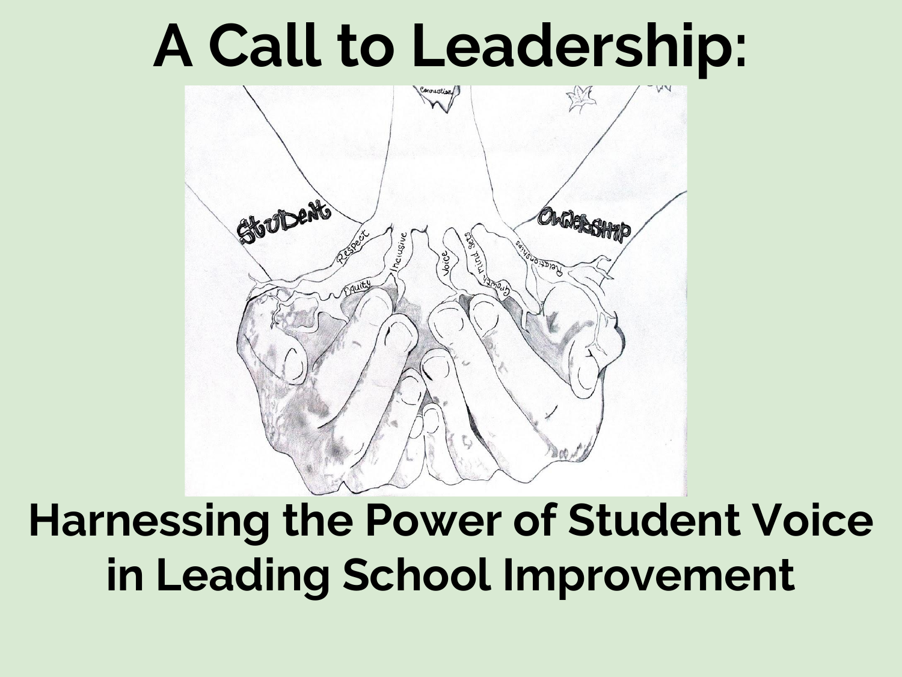# A Call to Leadership:

## Harnessing the Power of Student Voice in Leading School Improvement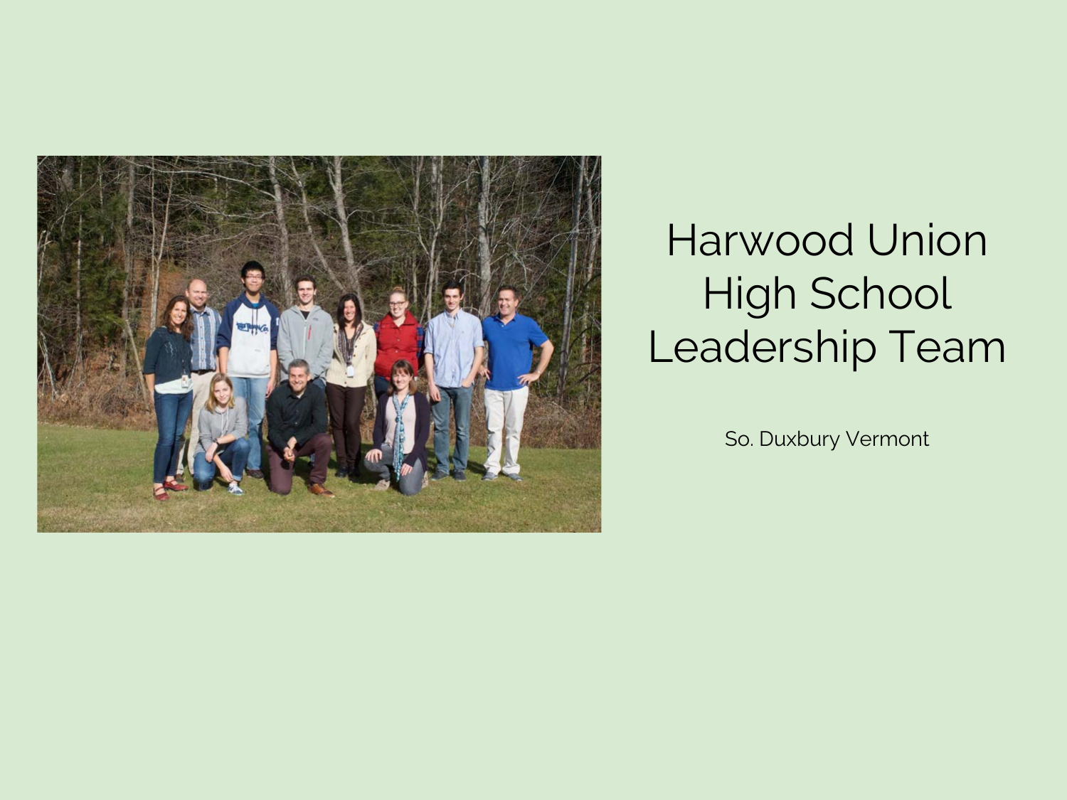# Harwood Union High School Leadership Team

So. Duxbury Vermont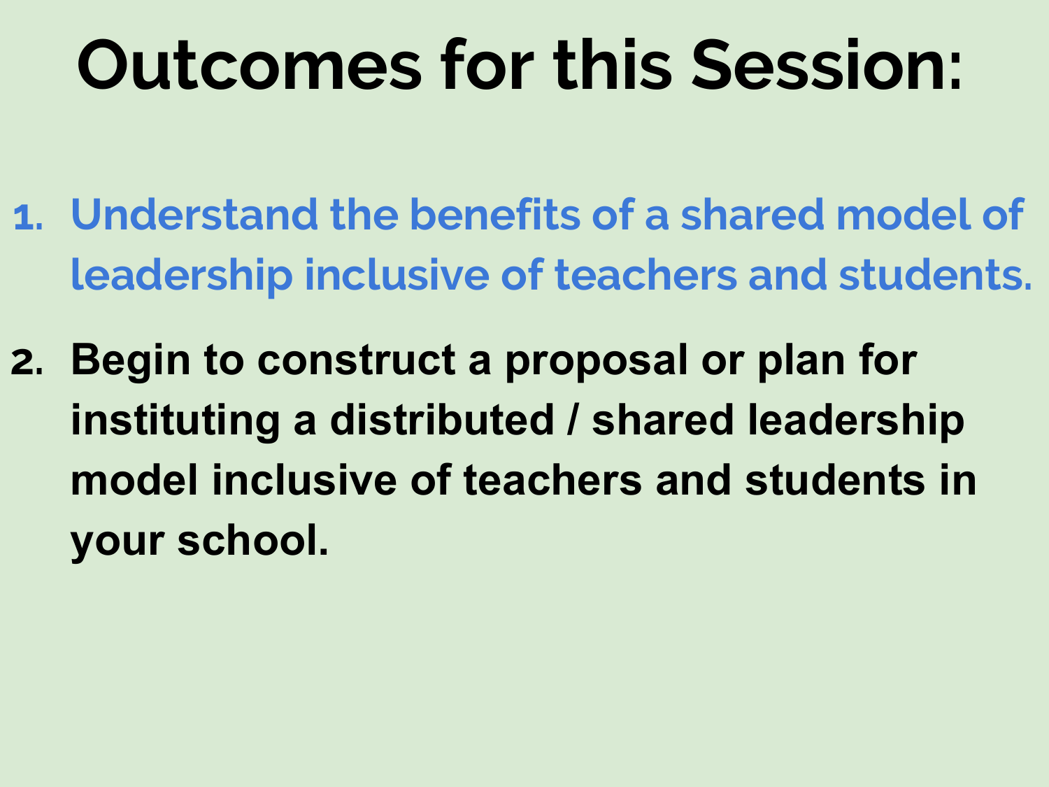# Outcomes for this Session:

1. Understand the benefits of a shared model of leadership inclusive of teachers and students.
2. **Begin to construct a proposal or plan for instituting a distributed / shared leadership model inclusive of teachers and students in your school.**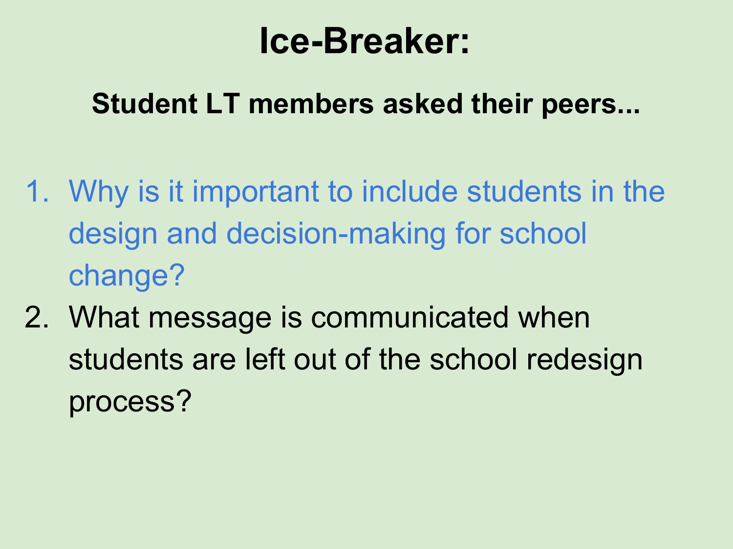# Ice-Breaker:

**Student LT members asked their peers...**

1. Why is it important to include students in the design and decision-making for school change?
2. What message is communicated when students are left out of the school redesign process?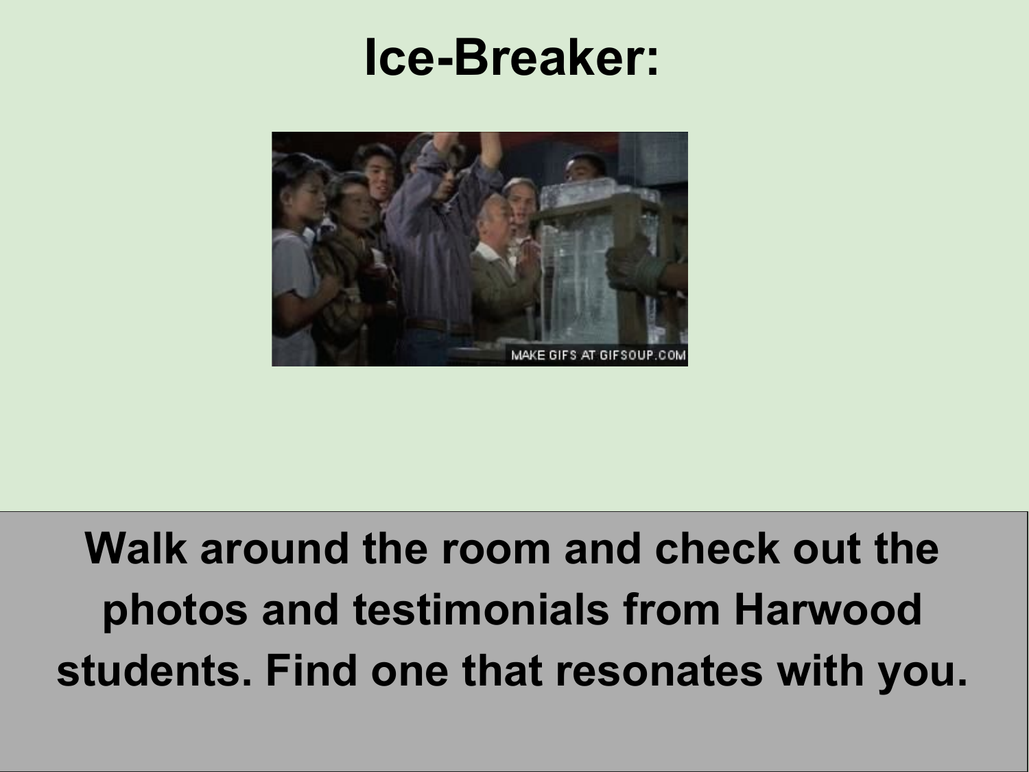# Ice-Breaker:

**Walk around the room and check out the photos and testimonials from Harwood students. Find one that resonates with you.**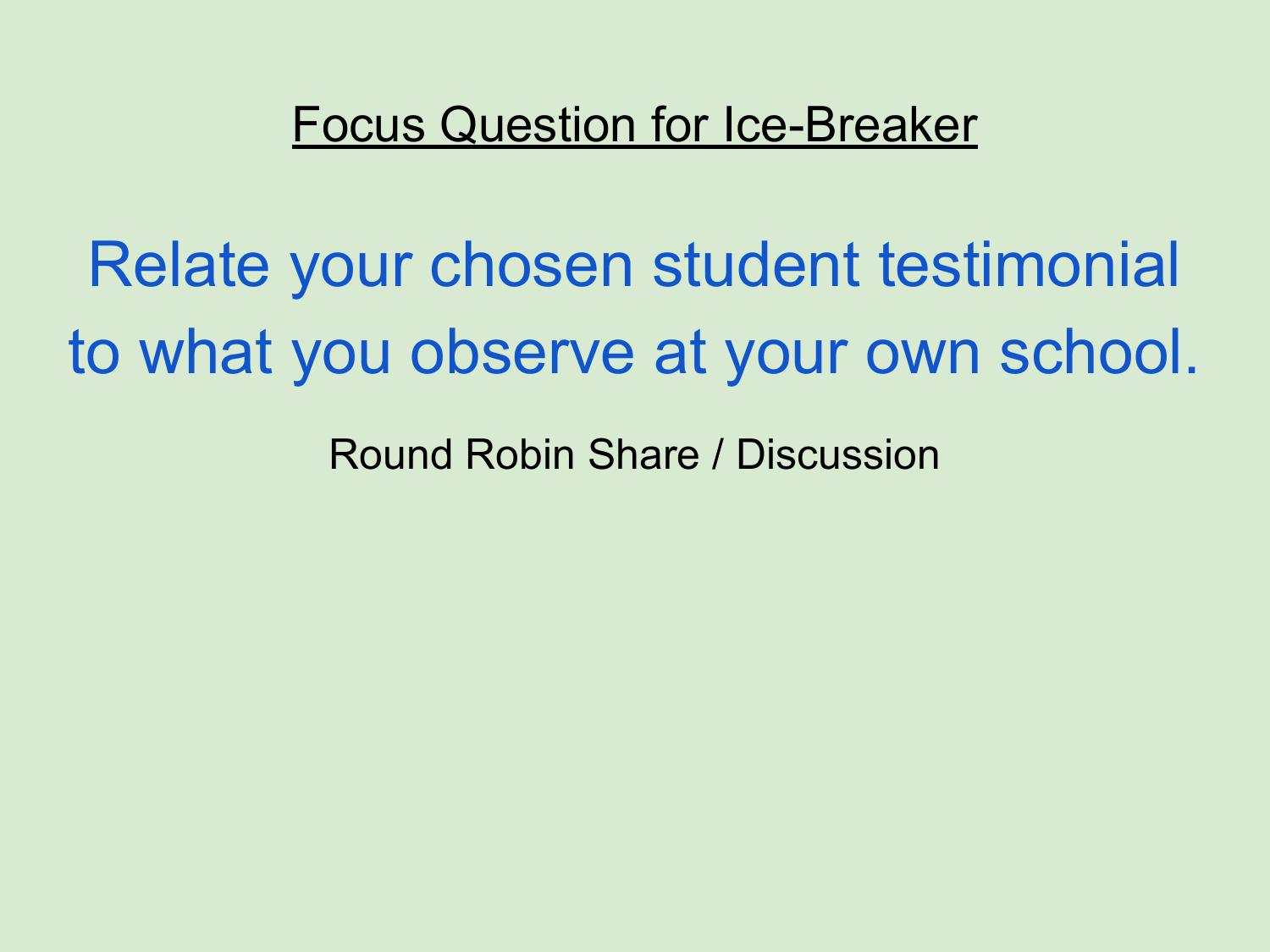## Focus Question for Ice-Breaker

# Relate your chosen student testimonial to what you observe at your own school.

Round Robin Share / Discussion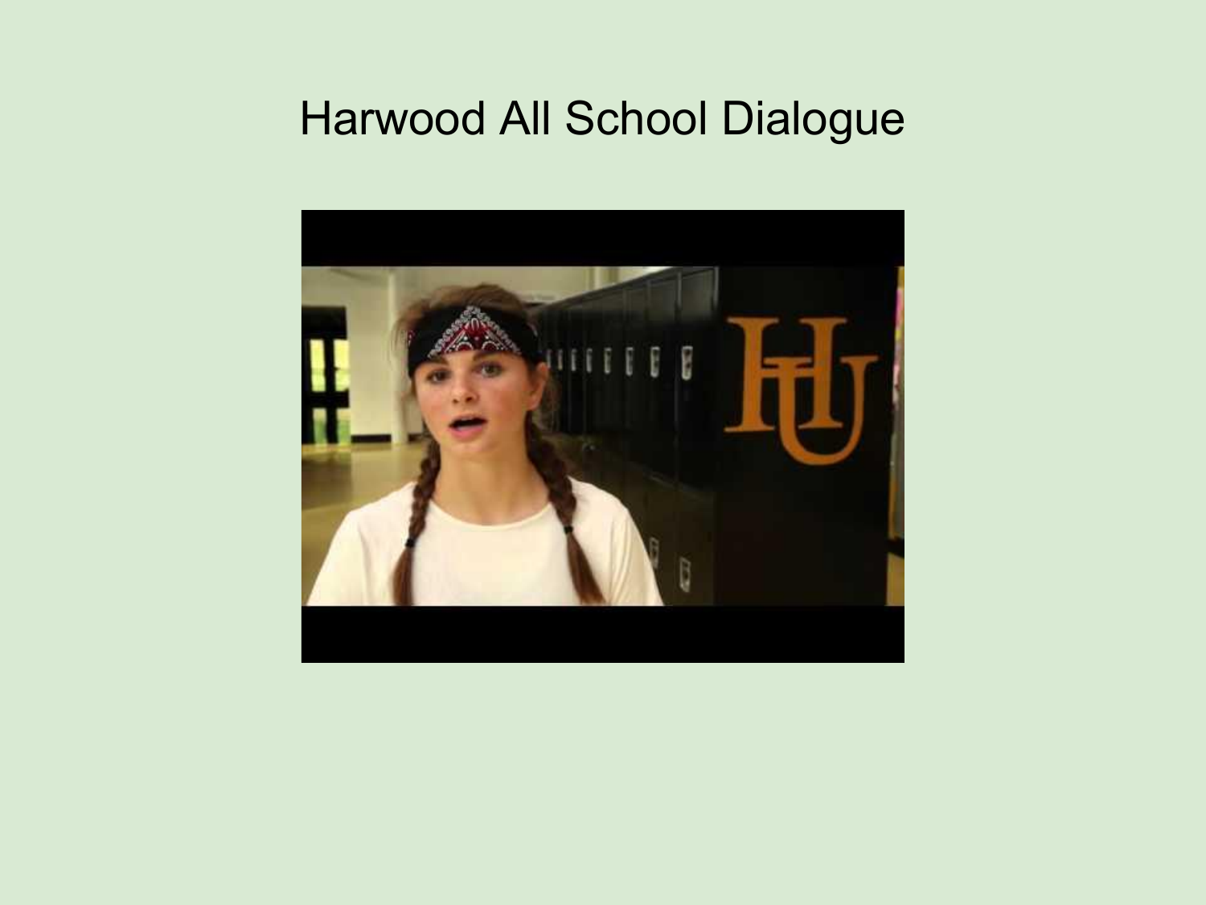# Harwood All School Dialogue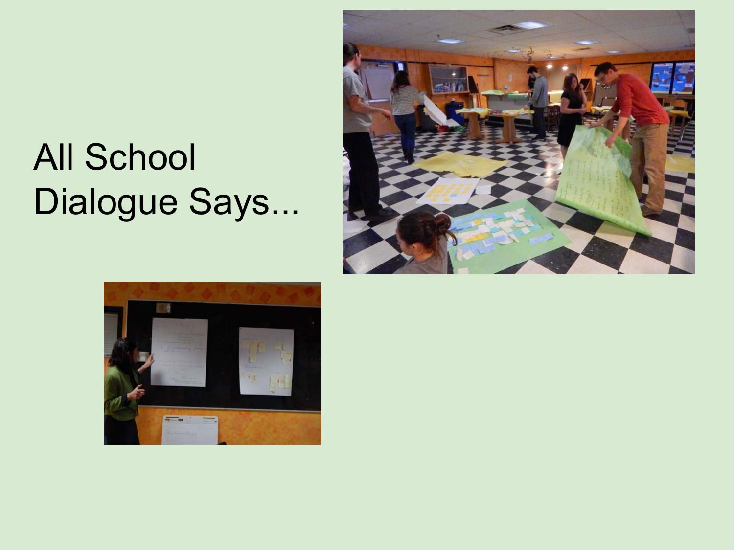# All School Dialogue Says...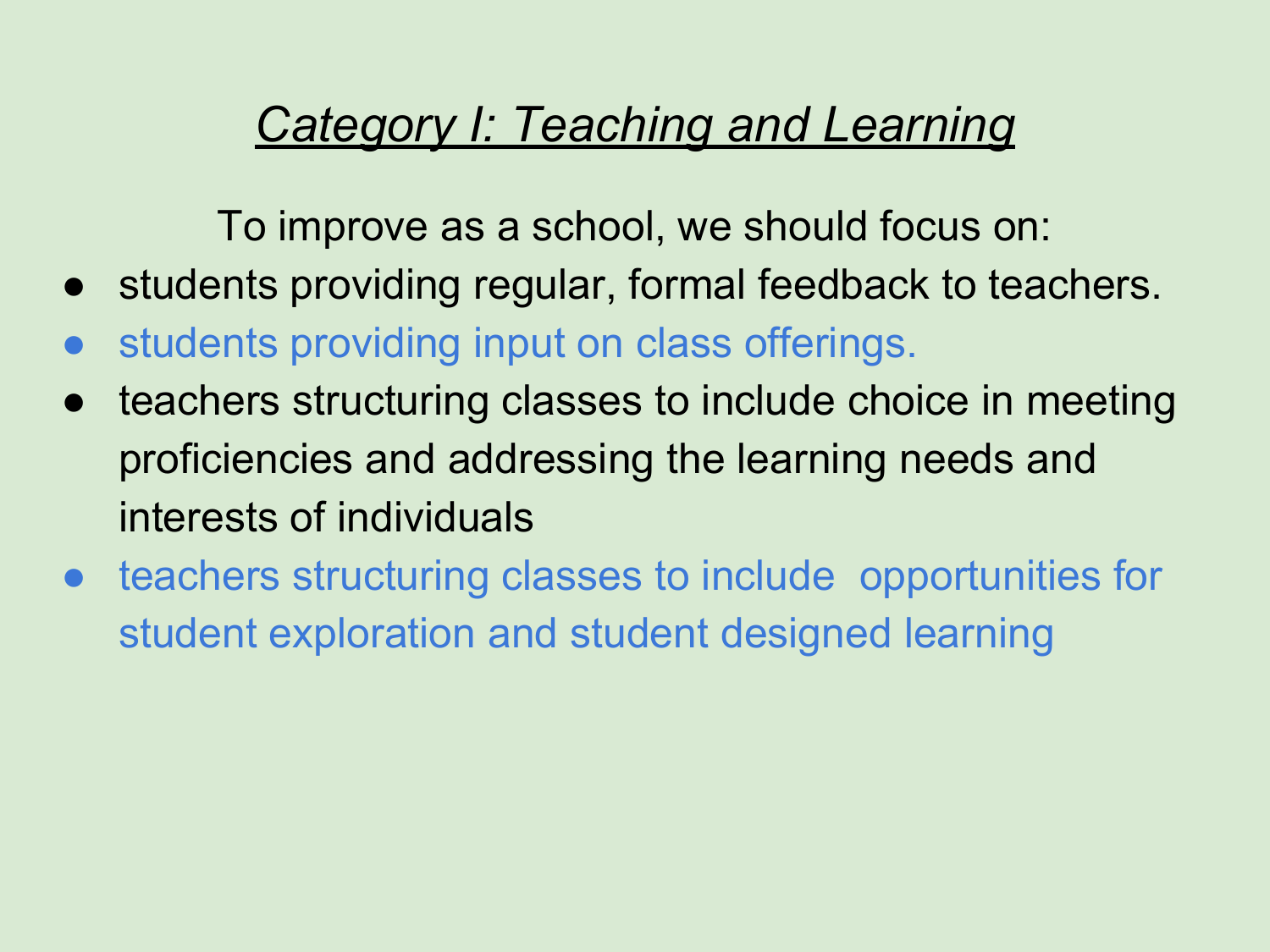# *Category I: Teaching and Learning*

To improve as a school, we should focus on:

- students providing regular, formal feedback to teachers.
- students providing input on class offerings.
- teachers structuring classes to include choice in meeting proficiencies and addressing the learning needs and interests of individuals
- teachers structuring classes to include opportunities for student exploration and student designed learning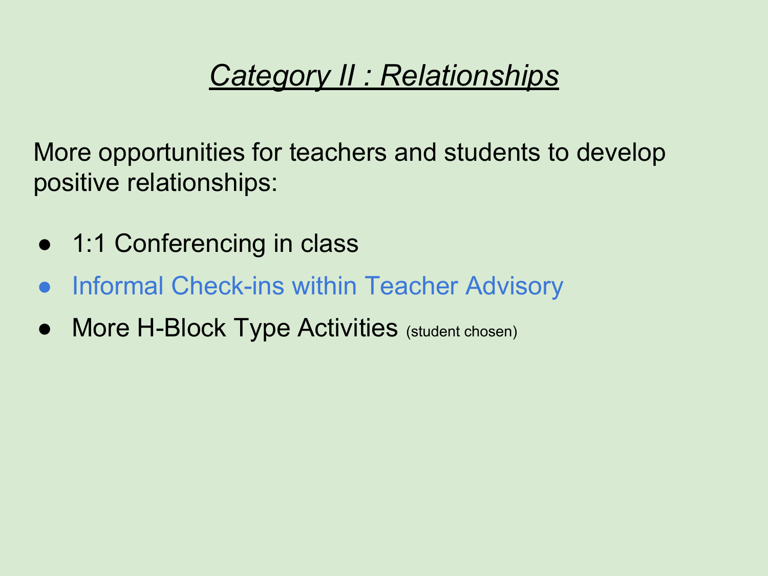# *Category II : Relationships*

More opportunities for teachers and students to develop positive relationships:

- 1:1 Conferencing in class
- Informal Check-ins within Teacher Advisory
- More H-Block Type Activities (student chosen)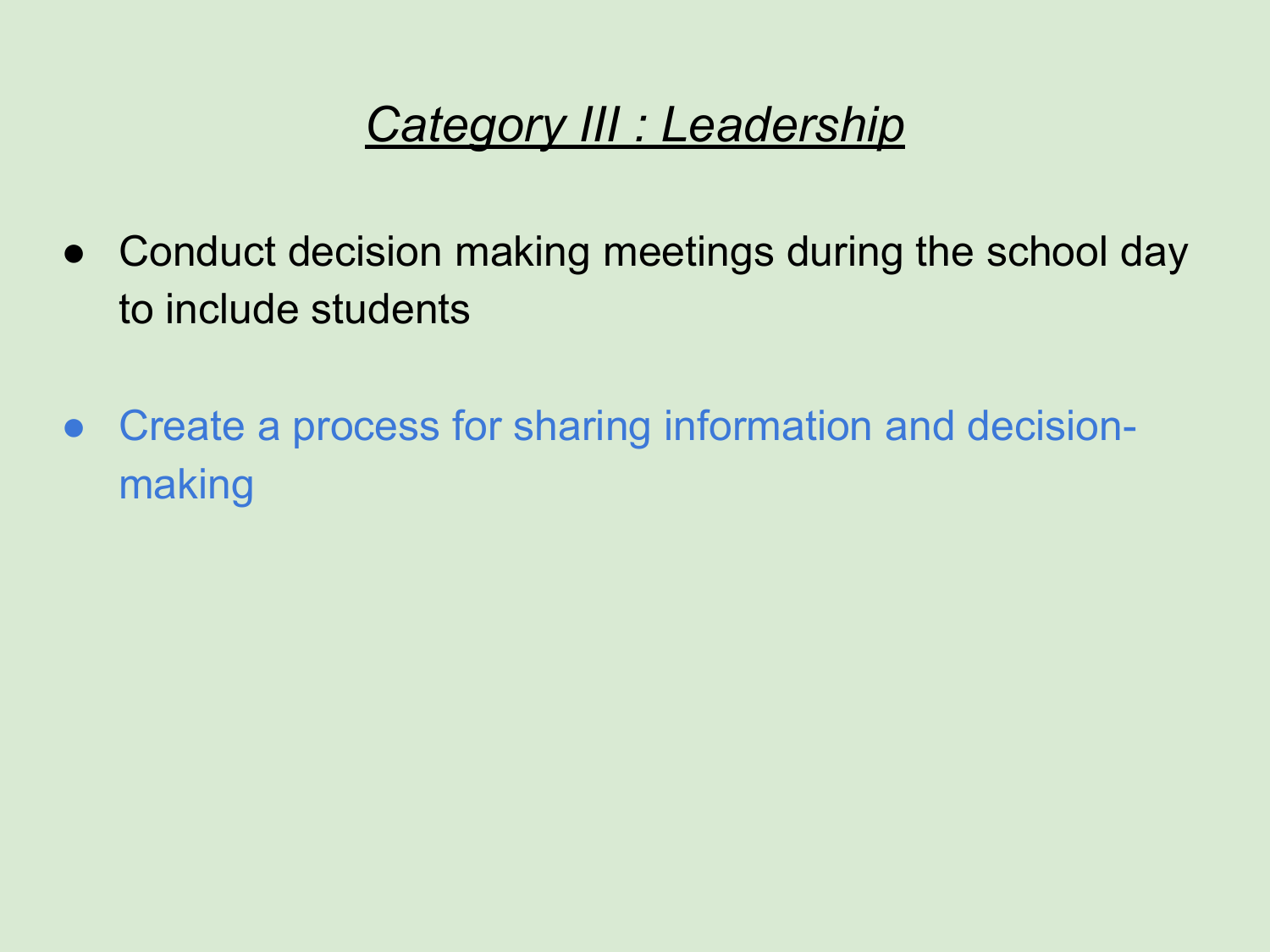# *Category III : Leadership*

- Conduct decision making meetings during the school day to include students
- Create a process for sharing information and decision-making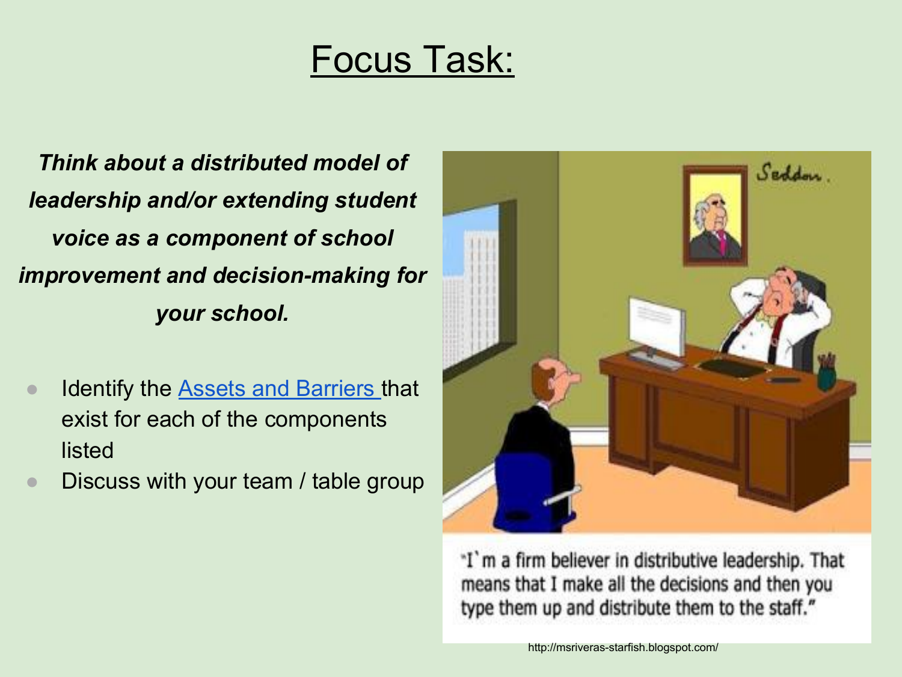# Focus Task:

***Think about a distributed model of leadership and/or extending student voice as a component of school improvement and decision-making for your school.***

- Identify the [Assets and Barriers](#) that exist for each of the components listed
- Discuss with your team / table group

"I`m a firm believer in distributive leadership. That means that I make all the decisions and then you type them up and distribute them to the staff."

http://msriveras-starfish.blogspot.com/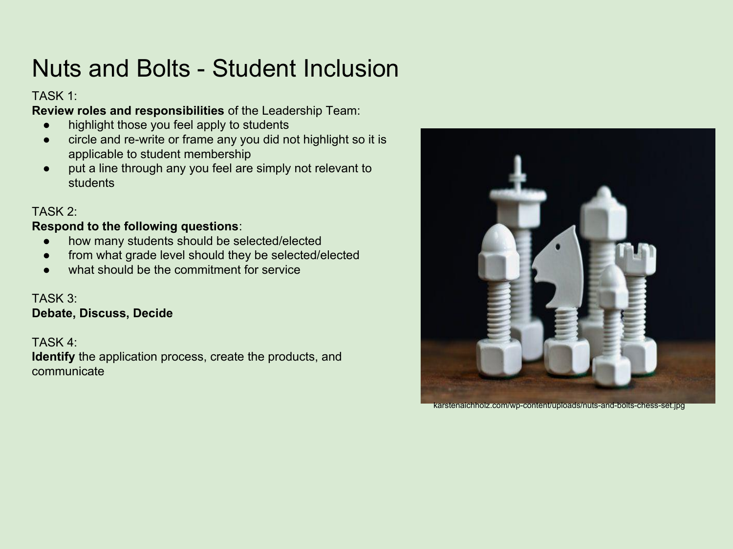# Nuts and Bolts - Student Inclusion

TASK 1:
**Review roles and responsibilities** of the Leadership Team:

- highlight those you feel apply to students
- circle and re-write or frame any you did not highlight so it is applicable to student membership
- put a line through any you feel are simply not relevant to students

TASK 2:
**Respond to the following questions**:

- how many students should be selected/elected
- from what grade level should they be selected/elected
- what should be the commitment for service

TASK 3:
**Debate, Discuss, Decide**

TASK 4:
**Identify** the application process, create the products, and communicate

karstenaichholz.com/wp-content/uploads/nuts-and-bolts-chess-set.jpg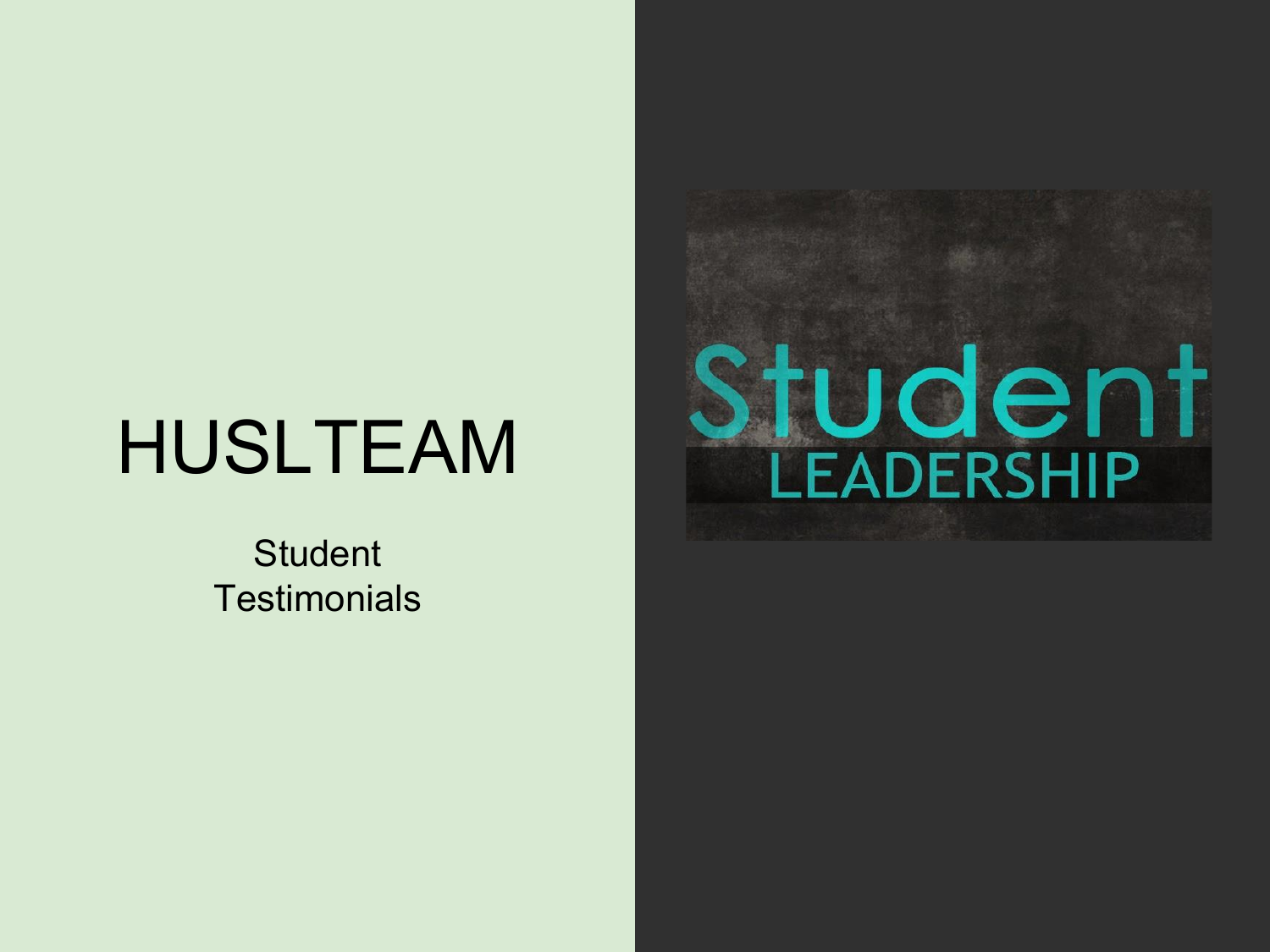# HUSLTEAM

Student Testimonials

Student LEADERSHIP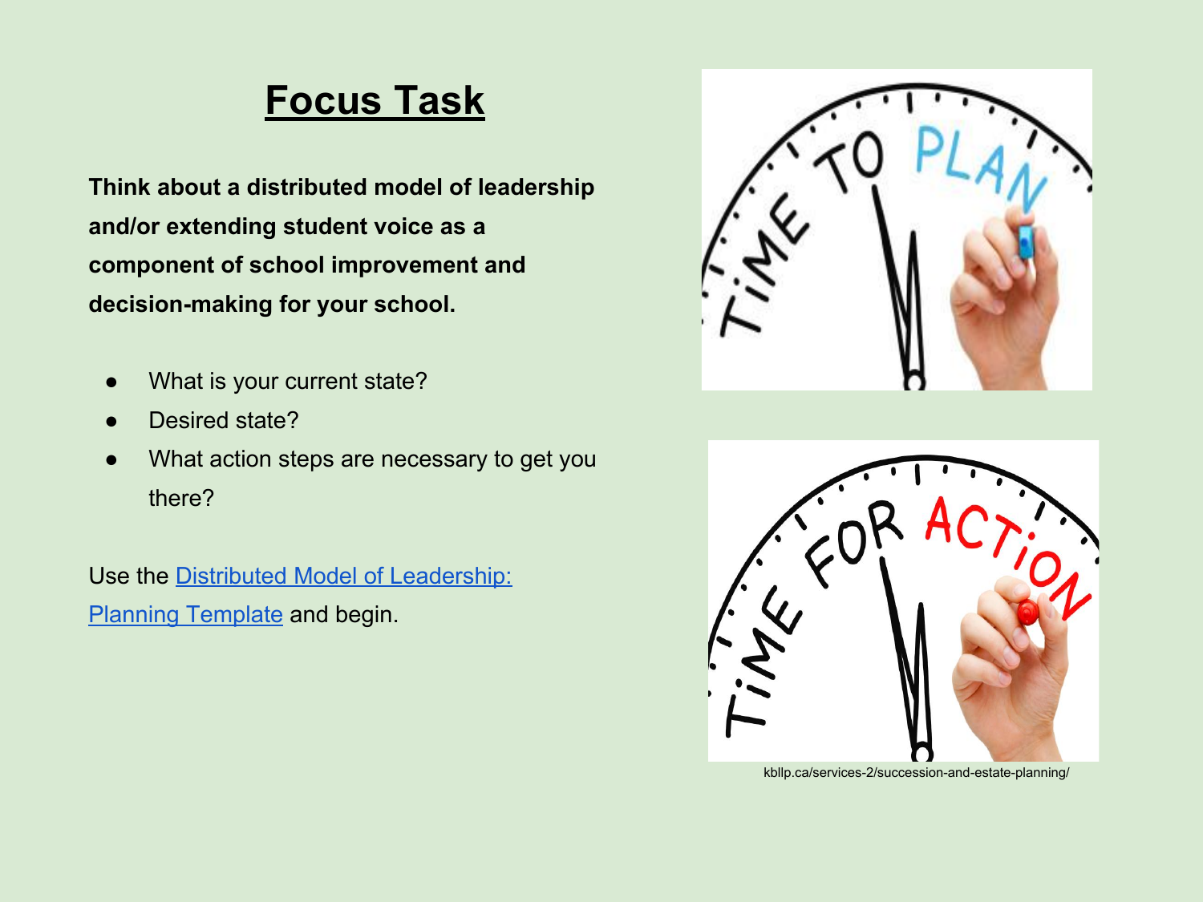# Focus Task

**Think about a distributed model of leadership and/or extending student voice as a component of school improvement and decision-making for your school.**

- What is your current state?
- Desired state?
- What action steps are necessary to get you there?

Use the Distributed Model of Leadership: Planning Template and begin.

kbllp.ca/services-2/succession-and-estate-planning/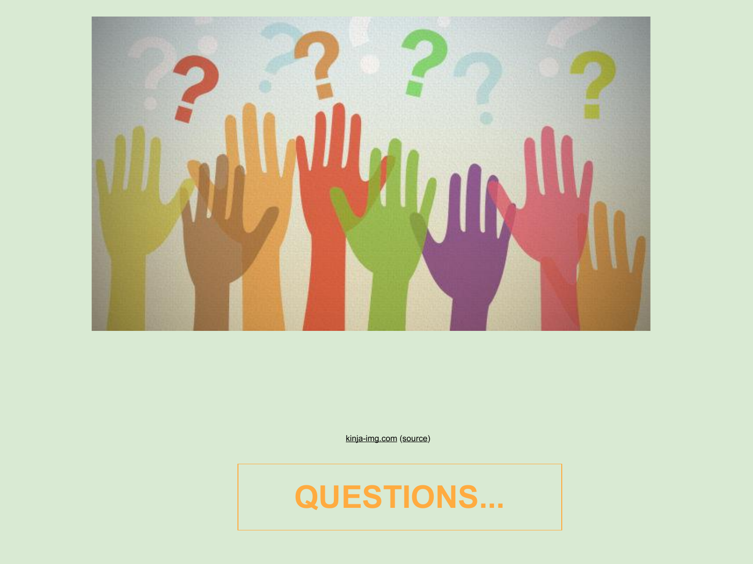kinja-img.com (source)

# QUESTIONS...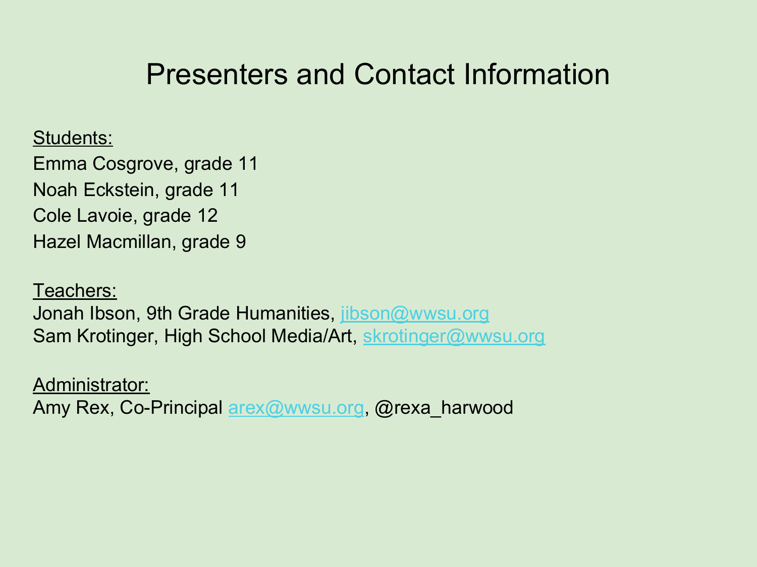# Presenters and Contact Information

Students:

Emma Cosgrove, grade 11

Noah Eckstein, grade 11

Cole Lavoie, grade 12

Hazel Macmillan, grade 9

Teachers:

Jonah Ibson, 9th Grade Humanities, jibson@wwsu.org

Sam Krotinger, High School Media/Art, skrotinger@wwsu.org

Administrator:

Amy Rex, Co-Principal arex@wwsu.org, @rexa_harwood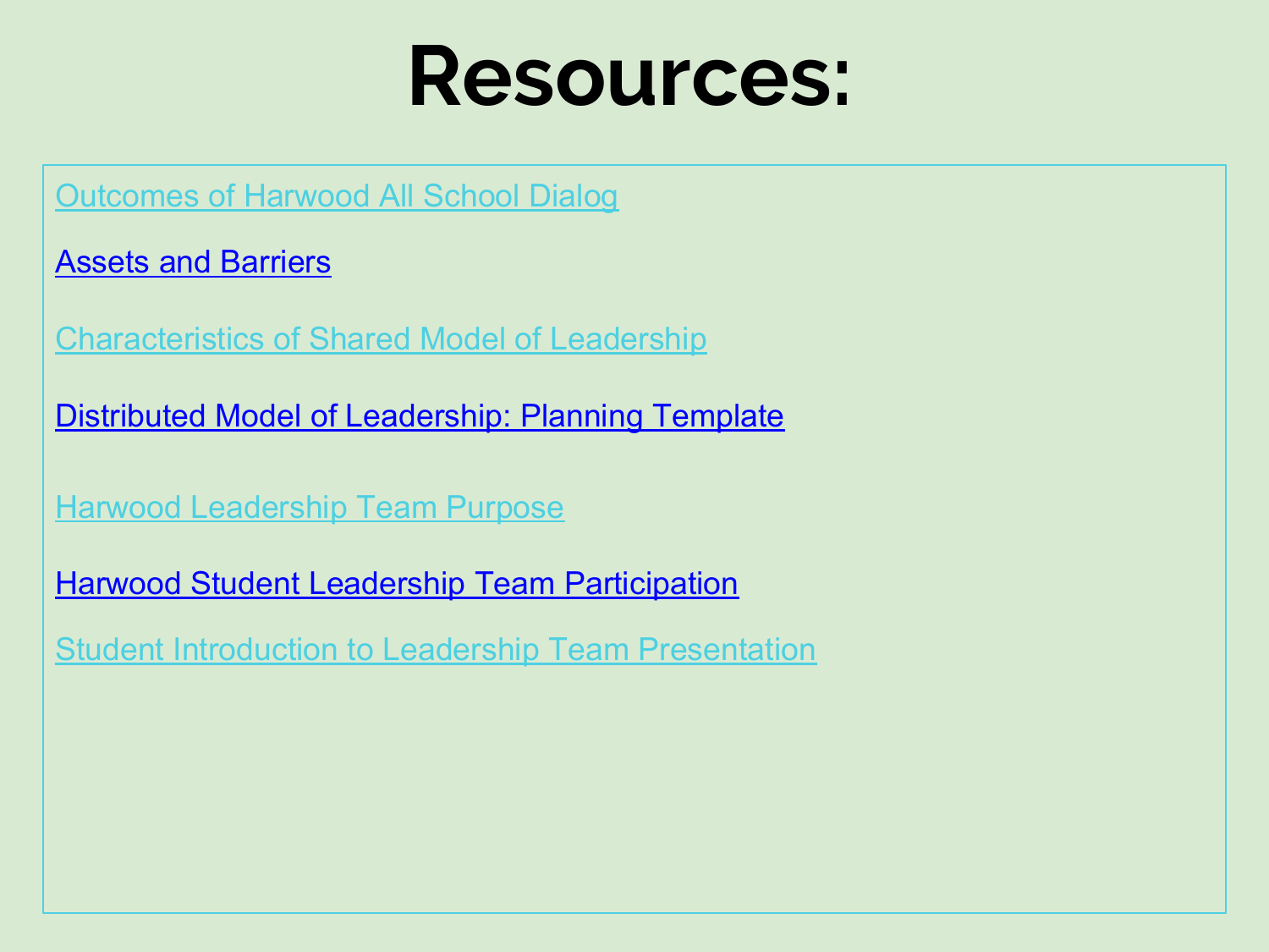# Resources:

Outcomes of Harwood All School Dialog

Assets and Barriers

Characteristics of Shared Model of Leadership

Distributed Model of Leadership: Planning Template

Harwood Leadership Team Purpose

Harwood Student Leadership Team Participation

Student Introduction to Leadership Team Presentation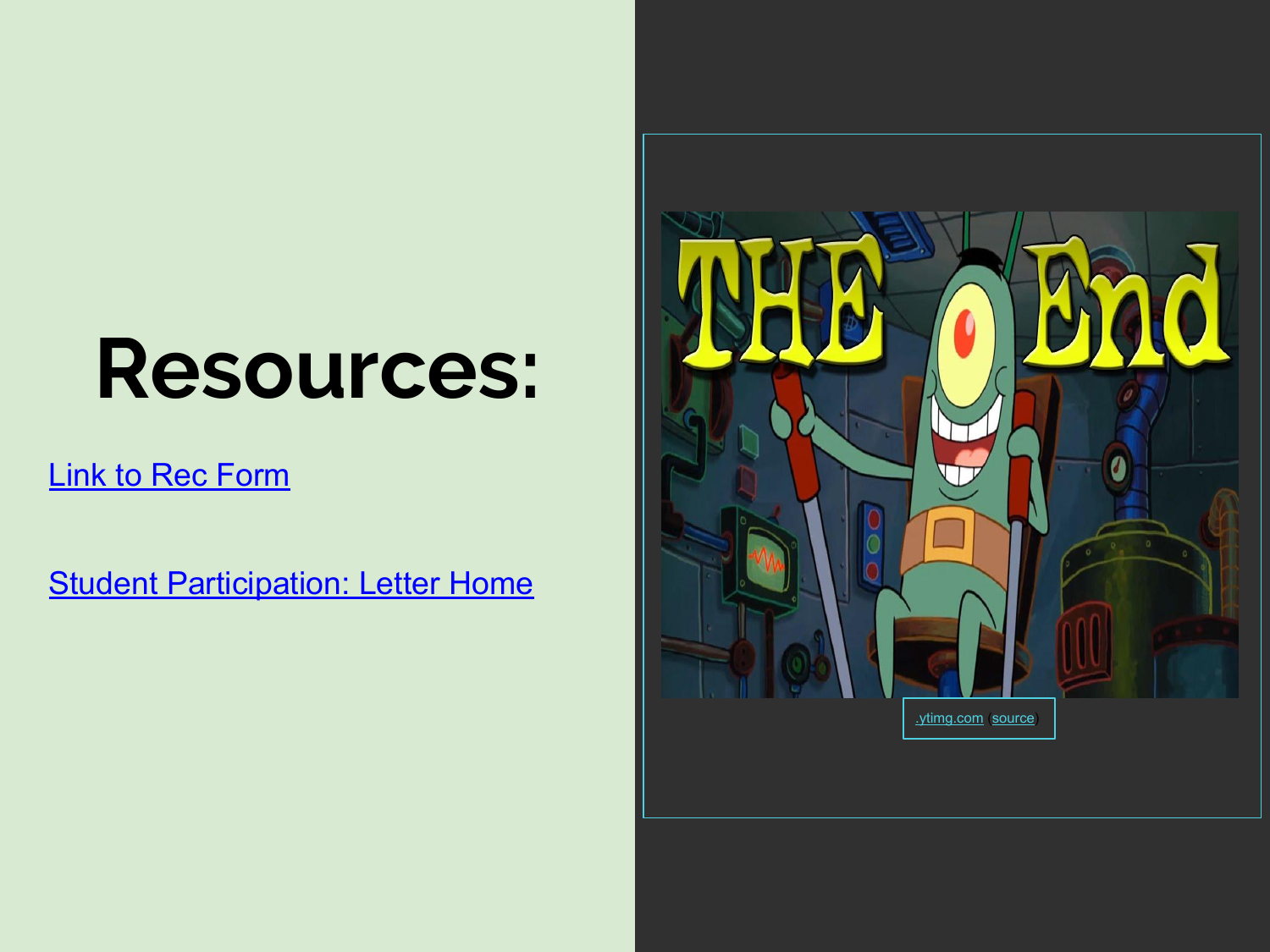# Resources:

[Link to Rec Form]

[Student Participation: Letter Home]

.ytimg.com (source)